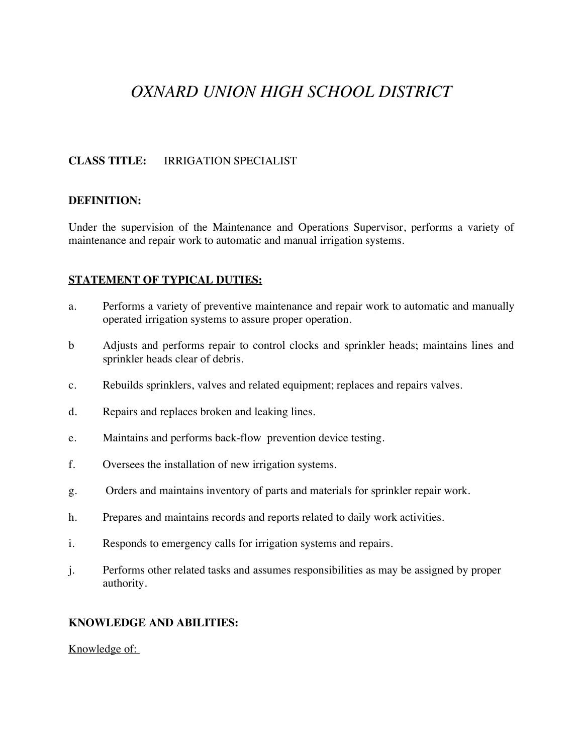# *OXNARD UNION HIGH SCHOOL DISTRICT*

**CLASS TITLE:** IRRIGATION SPECIALIST

**DEFINITION:**

Under the supervision of the Maintenance and Operations Supervisor, performs a variety of maintenance and repair work to automatic and manual irrigation systems.

**STATEMENT OF TYPICAL DUTIES:**

a. Performs a variety of preventive maintenance and repair work to automatic and manually operated irrigation systems to assure proper operation.

b Adjusts and performs repair to control clocks and sprinkler heads; maintains lines and sprinkler heads clear of debris.

c. Rebuilds sprinklers, valves and related equipment; replaces and repairs valves.

d. Repairs and replaces broken and leaking lines.

e. Maintains and performs back-flow prevention device testing.

f. Oversees the installation of new irrigation systems.

g. Orders and maintains inventory of parts and materials for sprinkler repair work.

h. Prepares and maintains records and reports related to daily work activities.

i. Responds to emergency calls for irrigation systems and repairs.

j. Performs other related tasks and assumes responsibilities as may be assigned by proper authority.

**KNOWLEDGE AND ABILITIES:**

Knowledge of: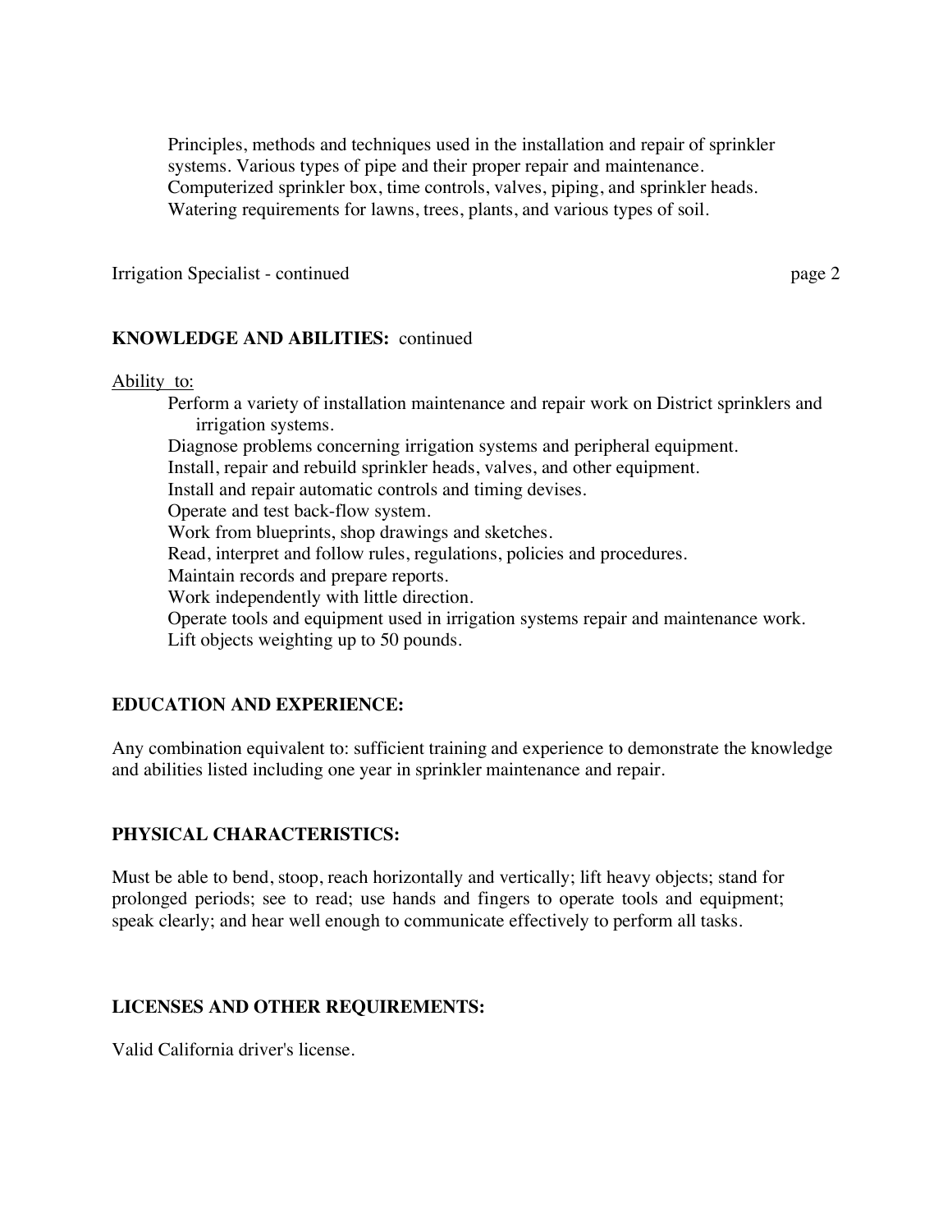Principles, methods and techniques used in the installation and repair of sprinkler systems. Various types of pipe and their proper repair and maintenance.
Computerized sprinkler box, time controls, valves, piping, and sprinkler heads.
Watering requirements for lawns, trees, plants, and various types of soil.

**KNOWLEDGE AND ABILITIES:** continued

Ability to:

- Perform a variety of installation maintenance and repair work on District sprinklers and irrigation systems.
- Diagnose problems concerning irrigation systems and peripheral equipment.
- Install, repair and rebuild sprinkler heads, valves, and other equipment.
- Install and repair automatic controls and timing devises.
- Operate and test back-flow system.
- Work from blueprints, shop drawings and sketches.
- Read, interpret and follow rules, regulations, policies and procedures.
- Maintain records and prepare reports.
- Work independently with little direction.
- Operate tools and equipment used in irrigation systems repair and maintenance work.
- Lift objects weighting up to 50 pounds.

**EDUCATION AND EXPERIENCE:**

Any combination equivalent to: sufficient training and experience to demonstrate the knowledge and abilities listed including one year in sprinkler maintenance and repair.

**PHYSICAL CHARACTERISTICS:**

Must be able to bend, stoop, reach horizontally and vertically; lift heavy objects; stand for prolonged periods; see to read; use hands and fingers to operate tools and equipment; speak clearly; and hear well enough to communicate effectively to perform all tasks.

**LICENSES AND OTHER REQUIREMENTS:**

Valid California driver's license.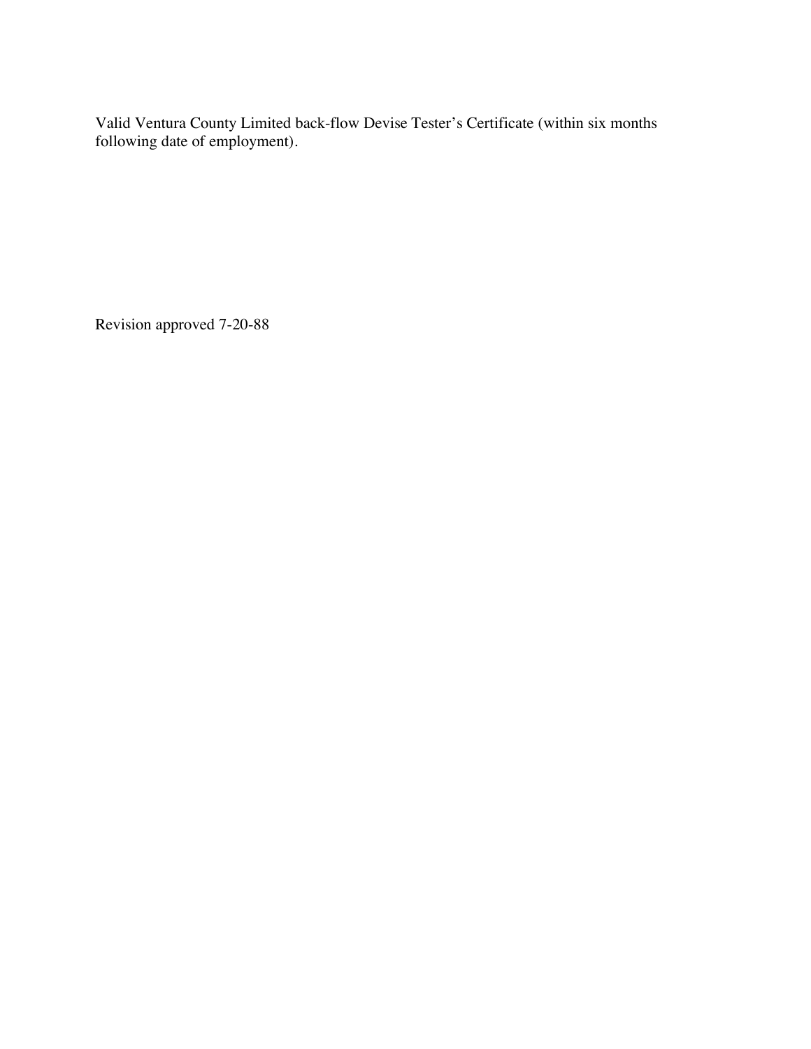Valid Ventura County Limited back-flow Devise Tester's Certificate (within six months following date of employment).

Revision approved 7-20-88